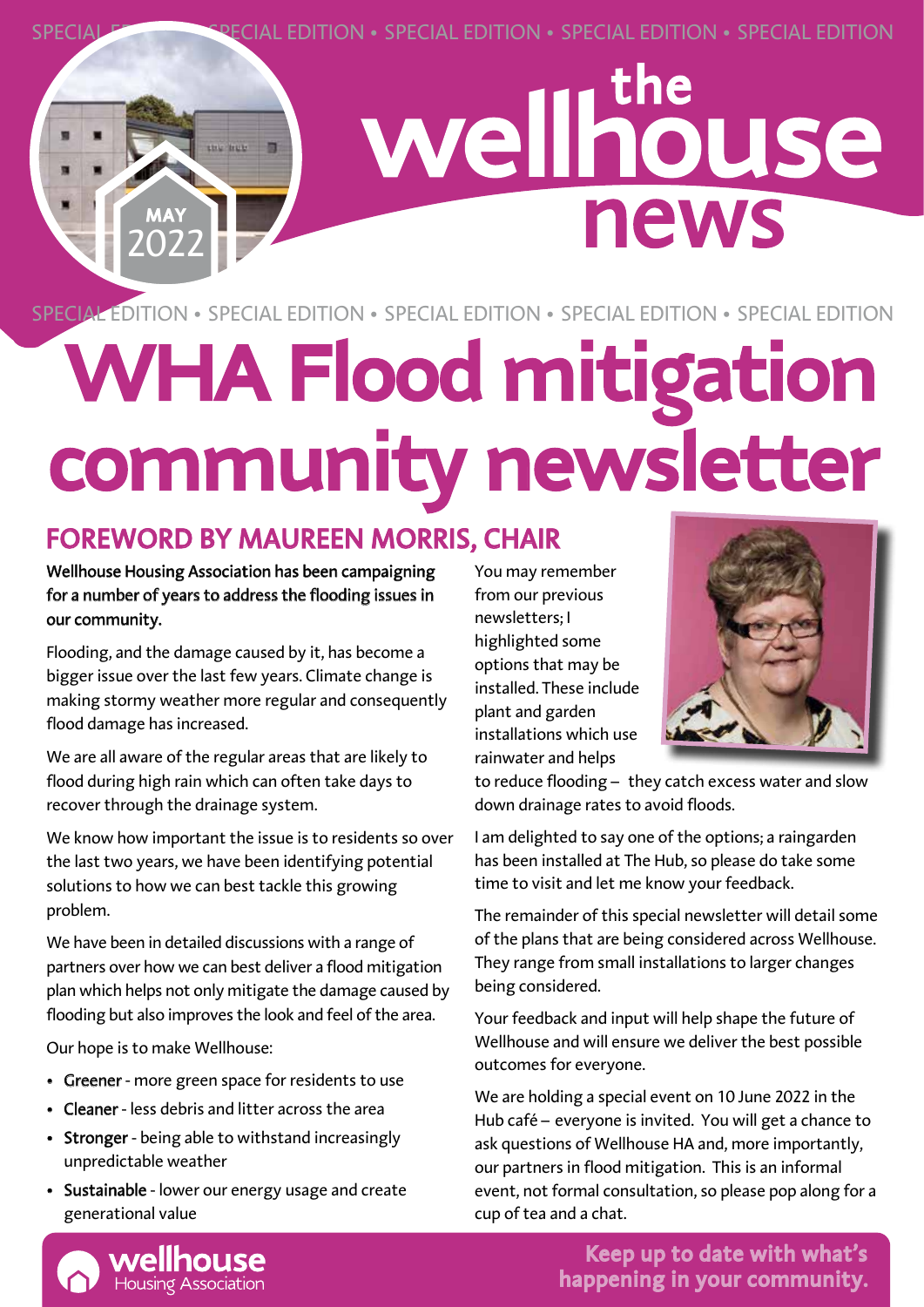SPECIAL EDITION • SPECIAL EDITION • SPECIAL EDITION • SPECIAL EDITION • SPECIAL EDITION

MAY 2022

# the wellhouse news

SPECIAL EDITION • SPECIAL EDITION • SPECIAL EDITION • SPECIAL EDITION • SPECIAL EDITION

# WHA Flood mitigation community newsletter

## FOREWORD BY MAUREEN MORRIS, CHAIR

**Wellhouse Housing Association has been campaigning for a number of years to address the flooding issues in our community.**

Flooding, and the damage caused by it, has become a bigger issue over the last few years. Climate change is making stormy weather more regular and consequently flood damage has increased.

We are all aware of the regular areas that are likely to flood during high rain which can often take days to recover through the drainage system.

We know how important the issue is to residents so over the last two years, we have been identifying potential solutions to how we can best tackle this growing problem.

We have been in detailed discussions with a range of partners over how we can best deliver a flood mitigation plan which helps not only mitigate the damage caused by flooding but also improves the look and feel of the area.

Our hope is to make Wellhouse:

- Greener - more green space for residents to use
- Cleaner - less debris and litter across the area
- Stronger - being able to withstand increasingly unpredictable weather
- Sustainable - lower our energy usage and create generational value

You may remember from our previous newsletters; I highlighted some options that may be installed. These include plant and garden installations which use rainwater and helps to reduce flooding – they catch excess water and slow down drainage rates to avoid floods.

I am delighted to say one of the options; a raingarden has been installed at The Hub, so please do take some time to visit and let me know your feedback.

The remainder of this special newsletter will detail some of the plans that are being considered across Wellhouse. They range from small installations to larger changes being considered.

Your feedback and input will help shape the future of Wellhouse and will ensure we deliver the best possible outcomes for everyone.

We are holding a special event on 10 June 2022 in the Hub café – everyone is invited. You will get a chance to ask questions of Wellhouse HA and, more importantly, our partners in flood mitigation. This is an informal event, not formal consultation, so please pop along for a cup of tea and a chat.

wellhouse Housing Association

**Keep up to date with what's happening in your community.**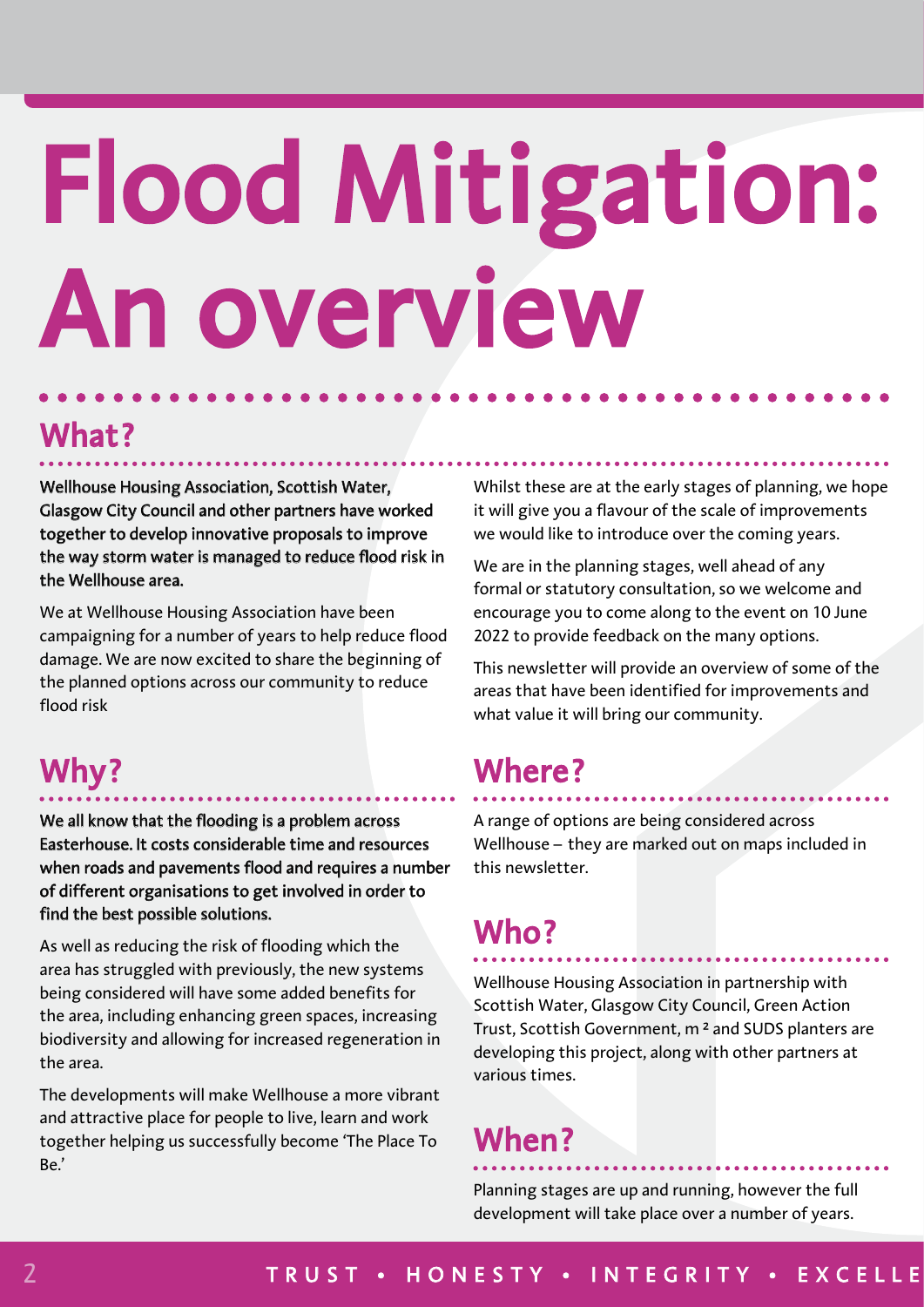# Flood Mitigation: An overview

## What?

**Wellhouse Housing Association, Scottish Water, Glasgow City Council and other partners have worked together to develop innovative proposals to improve the way storm water is managed to reduce flood risk in the Wellhouse area.**

We at Wellhouse Housing Association have been campaigning for a number of years to help reduce flood damage. We are now excited to share the beginning of the planned options across our community to reduce flood risk

Whilst these are at the early stages of planning, we hope it will give you a flavour of the scale of improvements we would like to introduce over the coming years.

We are in the planning stages, well ahead of any formal or statutory consultation, so we welcome and encourage you to come along to the event on 10 June 2022 to provide feedback on the many options.

This newsletter will provide an overview of some of the areas that have been identified for improvements and what value it will bring our community.

## Why?

**We all know that the flooding is a problem across Easterhouse. It costs considerable time and resources when roads and pavements flood and requires a number of different organisations to get involved in order to find the best possible solutions.**

As well as reducing the risk of flooding which the area has struggled with previously, the new systems being considered will have some added benefits for the area, including enhancing green spaces, increasing biodiversity and allowing for increased regeneration in the area.

The developments will make Wellhouse a more vibrant and attractive place for people to live, learn and work together helping us successfully become 'The Place To Be.'

## Where?

A range of options are being considered across Wellhouse – they are marked out on maps included in this newsletter.

## Who?

Wellhouse Housing Association in partnership with Scottish Water, Glasgow City Council, Green Action Trust, Scottish Government, m ² and SUDS planters are developing this project, along with other partners at various times.

## When?

Planning stages are up and running, however the full development will take place over a number of years.

TRUST • HONESTY • INTEGRITY • EXCELLE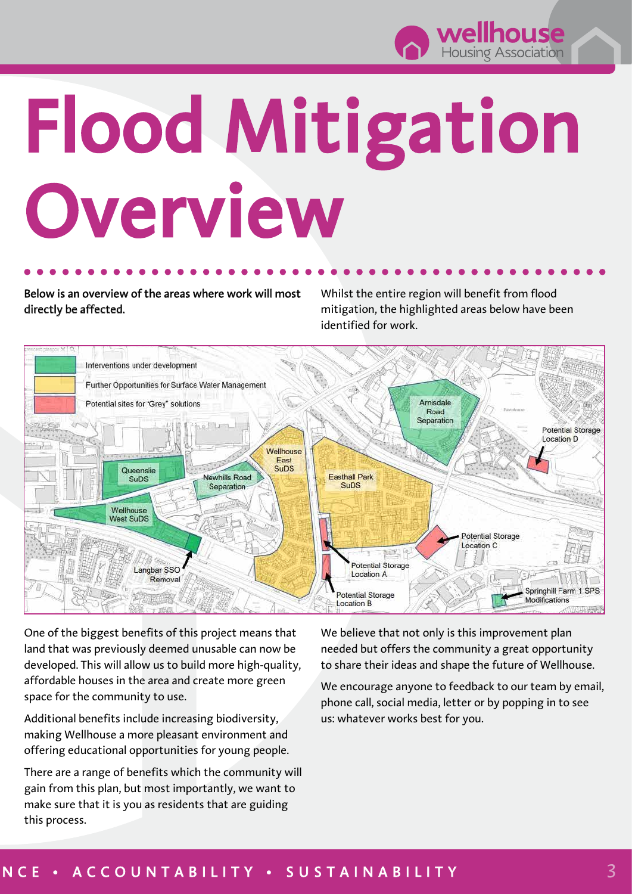# Flood Mitigation Overview

**Below is an overview of the areas where work will most directly be affected.**

Whilst the entire region will benefit from flood mitigation, the highlighted areas below have been identified for work.

Interventions under development

Further Opportunities for Surface Water Management

Potential sites for 'Grey' solutions

Queenslie SuDS

Newhills Road Separation

Wellhouse East SuDS

Easthall Park SuDS

Arnisdale Road Separation

Potential Storage Location D

Wellhouse West SuDS

Langbar SSO Removal

Potential Storage Location A

Potential Storage Location B

Potential Storage Location C

Springhill Farm 1 SPS Modifications

One of the biggest benefits of this project means that land that was previously deemed unusable can now be developed. This will allow us to build more high-quality, affordable houses in the area and create more green space for the community to use.

Additional benefits include increasing biodiversity, making Wellhouse a more pleasant environment and offering educational opportunities for young people.

There are a range of benefits which the community will gain from this plan, but most importantly, we want to make sure that it is you as residents that are guiding this process.

We believe that not only is this improvement plan needed but offers the community a great opportunity to share their ideas and shape the future of Wellhouse.

We encourage anyone to feedback to our team by email, phone call, social media, letter or by popping in to see us: whatever works best for you.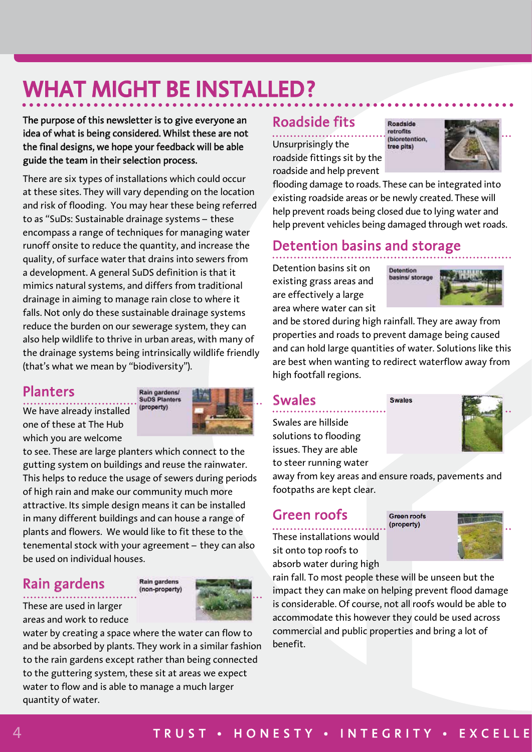# WHAT MIGHT BE INSTALLED?

**The purpose of this newsletter is to give everyone an idea of what is being considered. Whilst these are not the final designs, we hope your feedback will be able guide the team in their selection process.**

There are six types of installations which could occur at these sites. They will vary depending on the location and risk of flooding. You may hear these being referred to as "SuDs: Sustainable drainage systems – these encompass a range of techniques for managing water runoff onsite to reduce the quantity, and increase the quality, of surface water that drains into sewers from a development. A general SuDS definition is that it mimics natural systems, and differs from traditional drainage in aiming to manage rain close to where it falls. Not only do these sustainable drainage systems reduce the burden on our sewerage system, they can also help wildlife to thrive in urban areas, with many of the drainage systems being intrinsically wildlife friendly (that's what we mean by "biodiversity").

## Planters

Rain gardens/ SuDS Planters (property)

We have already installed one of these at The Hub which you are welcome to see. These are large planters which connect to the gutting system on buildings and reuse the rainwater. This helps to reduce the usage of sewers during periods of high rain and make our community much more attractive. Its simple design means it can be installed in many different buildings and can house a range of plants and flowers. We would like to fit these to the tenemental stock with your agreement – they can also be used on individual houses.

## Rain gardens

Rain gardens (non-property)

These are used in larger areas and work to reduce water by creating a space where the water can flow to and be absorbed by plants. They work in a similar fashion to the rain gardens except rather than being connected to the guttering system, these sit at areas we expect water to flow and is able to manage a much larger quantity of water.

## Roadside fits

Roadside retrofits (bioretention, tree pits)

Unsurprisingly the roadside fittings sit by the roadside and help prevent flooding damage to roads. These can be integrated into existing roadside areas or be newly created. These will help prevent roads being closed due to lying water and help prevent vehicles being damaged through wet roads.

## Detention basins and storage

Detention basins/ storage

Detention basins sit on existing grass areas and are effectively a large area where water can sit and be stored during high rainfall. They are away from properties and roads to prevent damage being caused and can hold large quantities of water. Solutions like this are best when wanting to redirect waterflow away from high footfall regions.

## Swales

Swales

Swales are hillside solutions to flooding issues. They are able to steer running water away from key areas and ensure roads, pavements and footpaths are kept clear.

## Green roofs

Green roofs (property)

These installations would sit onto top roofs to absorb water during high rain fall. To most people these will be unseen but the impact they can make on helping prevent flood damage is considerable. Of course, not all roofs would be able to accommodate this however they could be used across commercial and public properties and bring a lot of benefit.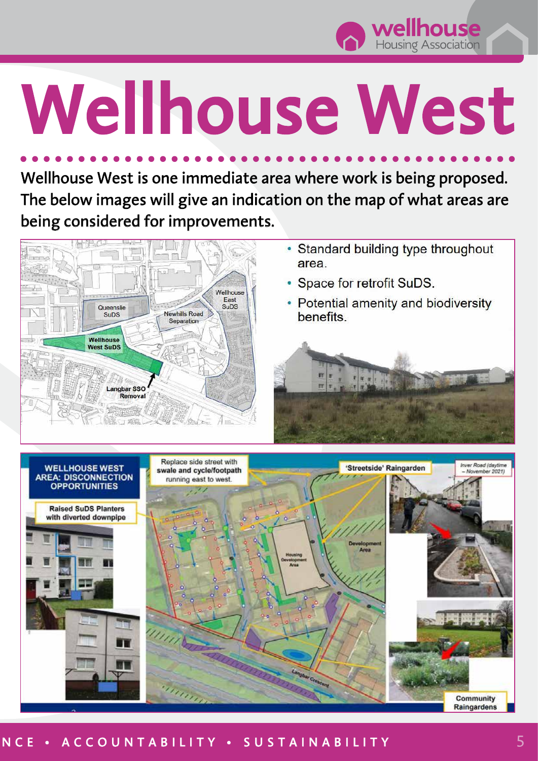# Wellhouse West

Wellhouse West is one immediate area where work is being proposed. The below images will give an indication on the map of what areas are being considered for improvements.

Queenslie SuDS

Newhills Road Separation

Wellhouse East SuDS

Wellhouse West SuDS

Langbar SSO Removal

- Standard building type throughout area.
- Space for retrofit SuDS.
- Potential amenity and biodiversity benefits.

**WELLHOUSE WEST AREA: DISCONNECTION OPPORTUNITIES**

Raised SuDS Planters with diverted downpipe

Replace side street with swale and cycle/footpath running east to west.

'Streetside' Raingarden

*Inver Road (daytime – November 2021)*

Development Area

Housing Development Area

Langbar Crescent

Community Raingardens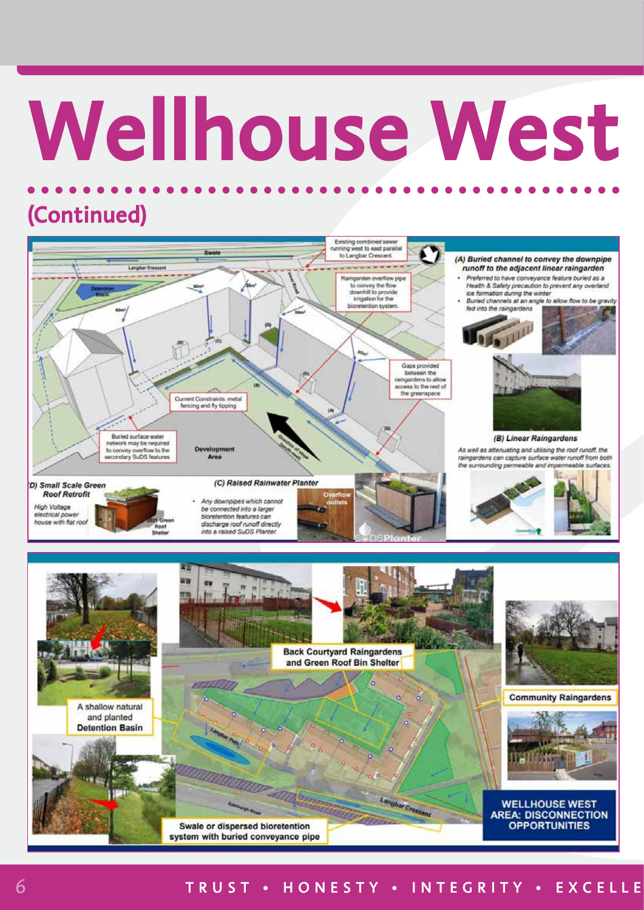# Wellhouse West

## (Continued)

Existing combined sewer running west to east parallel to Langbar Crescent.

Raingarden overflow pipe to convey the flow downhill to provide irrigation for the bioretention system.

Gaps provided between the raingardens to allow access to the rest of the greenspace

Current Constraints: metal fencing and fly tipping

Buried surface water network may be required to convey overflow to the secondary SuDS features.

Development Area

Direction of slope (south-east)

Swale

Langbar Crescent

Detention Basin

***(A) Buried channel to convey the downpipe runoff to the adjacent linear raingarden***

- *Preferred to have conveyance feature buried as a Health & Safety precaution to prevent any overland ice formation during the winter*
- *Buried channels at an angle to allow flow to be gravity fed into the raingardens*

***(B) Linear Raingardens***

*As well as attenuating and utilising the roof runoff, the raingardens can capture surface water runoff from both the surrounding permeable and impermeable surfaces.*

***(C) Raised Rainwater Planter***

- *Any downpipes which cannot be connected into a larger bioretention features can discharge roof runoff directly into a raised SuDS Planter.*

Overflow outlets

***(D) Small Scale Green Roof Retrofit***

*High Voltage electrical power house with flat roof*

2021 Green Roof Shelter

Back Courtyard Raingardens and Green Roof Bin Shelter

A shallow natural and planted Detention Basin

Community Raingardens

Swale or dispersed bioretention system with buried conveyance pipe

**WELLHOUSE WEST AREA: DISCONNECTION OPPORTUNITIES**

TRUST • HONESTY • INTEGRITY • EXCELLE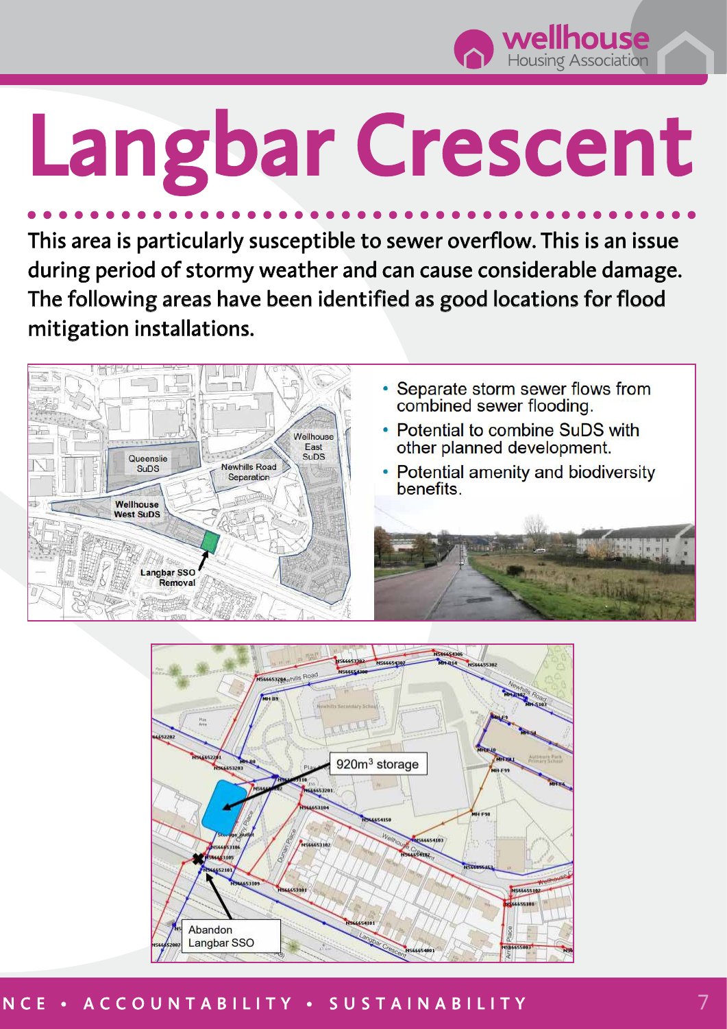# Langbar Crescent

This area is particularly susceptible to sewer overflow. This is an issue during period of stormy weather and can cause considerable damage. The following areas have been identified as good locations for flood mitigation installations.

- Separate storm sewer flows from combined sewer flooding.
- Potential to combine SuDS with other planned development.
- Potential amenity and biodiversity benefits.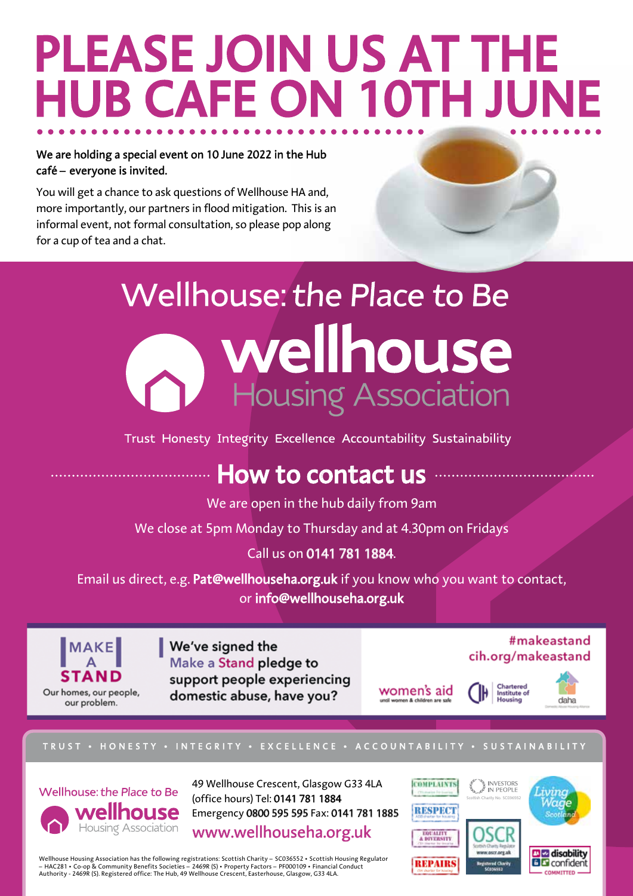# PLEASE JOIN US AT THE HUB CAFE ON 10TH JUNE

**We are holding a special event on 10 June 2022 in the Hub café – everyone is invited.**

You will get a chance to ask questions of Wellhouse HA and, more importantly, our partners in flood mitigation. This is an informal event, not formal consultation, so please pop along for a cup of tea and a chat.

Wellhouse: *the Place to Be*

**wellhouse**
Housing Association

Trust Honesty Integrity Excellence Accountability Sustainability

## How to contact us

We are open in the hub daily from 9am

We close at 5pm Monday to Thursday and at 4.30pm on Fridays

Call us on **0141 781 1884**.

Email us direct, e.g. **Pat@wellhouseha.org.uk** if you know who you want to contact, or **info@wellhouseha.org.uk**

MAKE A STAND
Our homes, our people, our problem.

**We've signed the Make a Stand pledge to support people experiencing domestic abuse, have you?**

#makeastand
cih.org/makeastand

women's aid – until women & children are safe

Chartered Institute of Housing

daha – Domestic Abuse Housing Alliance

TRUST • HONESTY • INTEGRITY • EXCELLENCE • ACCOUNTABILITY • SUSTAINABILITY

Wellhouse: the Place to Be
**wellhouse**
Housing Association

49 Wellhouse Crescent, Glasgow G33 4LA
(office hours) Tel: **0141 781 1884**
Emergency **0800 595 595** Fax: **0141 781 1885**
**www.wellhouseha.org.uk**

COMPLAINTS · RESPECT · EQUALITY & DIVERSITY · REPAIRS · INVESTORS IN PEOPLE · Scottish Charity No. SC036552 · OSCR Scottish Charity Regulator www.oscr.org.uk Registered Charity SC036552 · Living Wage Scotland · disability confident COMMITTED

Wellhouse Housing Association has the following registrations: Scottish Charity – SC036552 • Scottish Housing Regulator – HAC281 • Co-op & Community Benefits Societies – 2469R (S) • Property Factors – PF000109 • Financial Conduct Authority - 2469R (S). Registered office: The Hub, 49 Wellhouse Crescent, Easterhouse, Glasgow, G33 4LA.